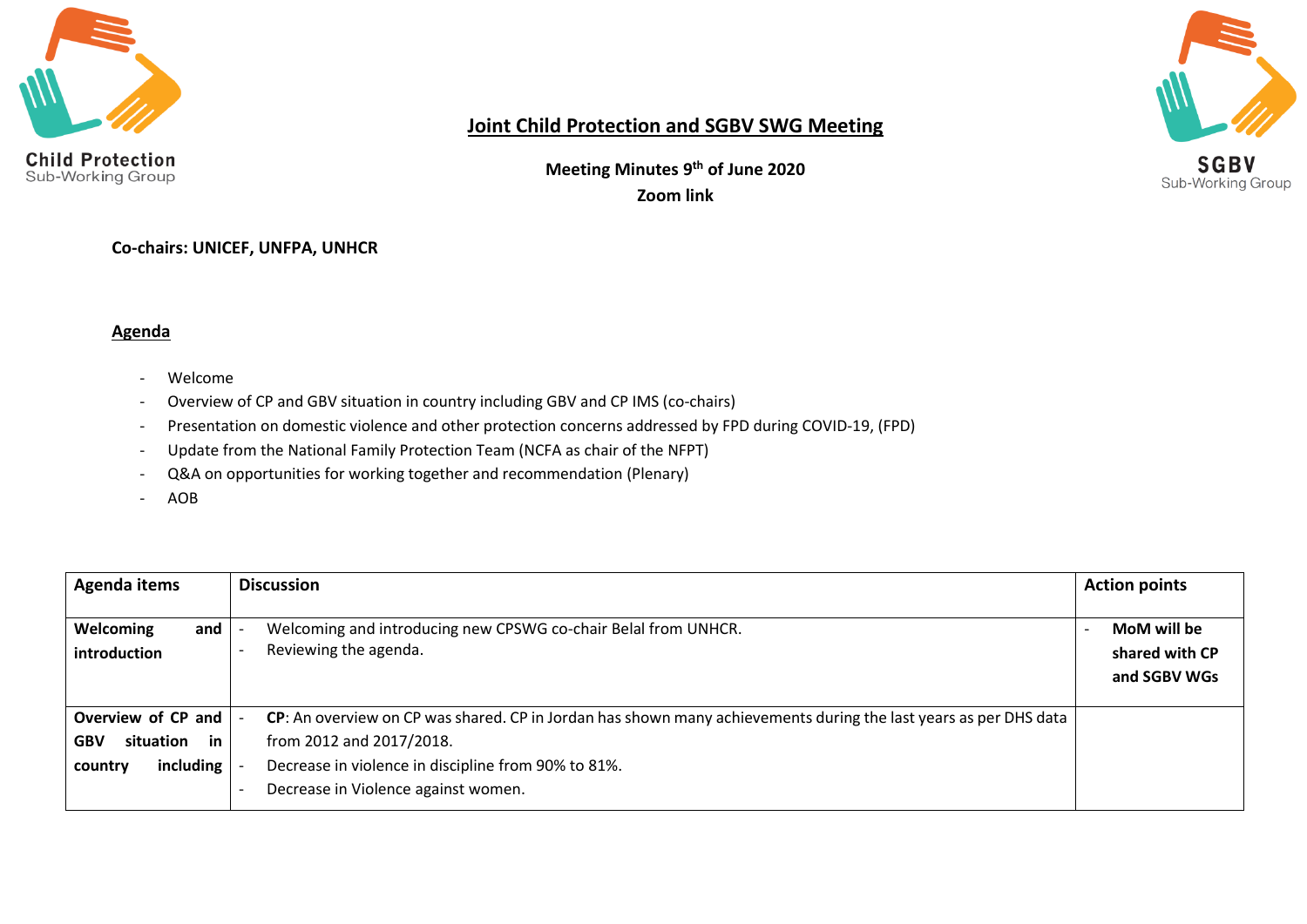Child Protection
Sub-Working Group

SGBV
Sub-Working Group

# Joint Child Protection and SGBV SWG Meeting

**Meeting Minutes 9th of June 2020**

**Zoom link**

**Co-chairs: UNICEF, UNFPA, UNHCR**

## Agenda

- Welcome
- Overview of CP and GBV situation in country including GBV and CP IMS (co-chairs)
- Presentation on domestic violence and other protection concerns addressed by FPD during COVID-19, (FPD)
- Update from the National Family Protection Team (NCFA as chair of the NFPT)
- Q&A on opportunities for working together and recommendation (Plenary)
- AOB

| Agenda items | Discussion | Action points |
|---|---|---|
| **Welcoming and introduction** | - Welcoming and introducing new CPSWG co-chair Belal from UNHCR.<br>- Reviewing the agenda. | - **MoM will be shared with CP and SGBV WGs** |
| **Overview of CP and GBV situation in country including** | - **CP**: An overview on CP was shared. CP in Jordan has shown many achievements during the last years as per DHS data from 2012 and 2017/2018.<br>- Decrease in violence in discipline from 90% to 81%.<br>- Decrease in Violence against women. | |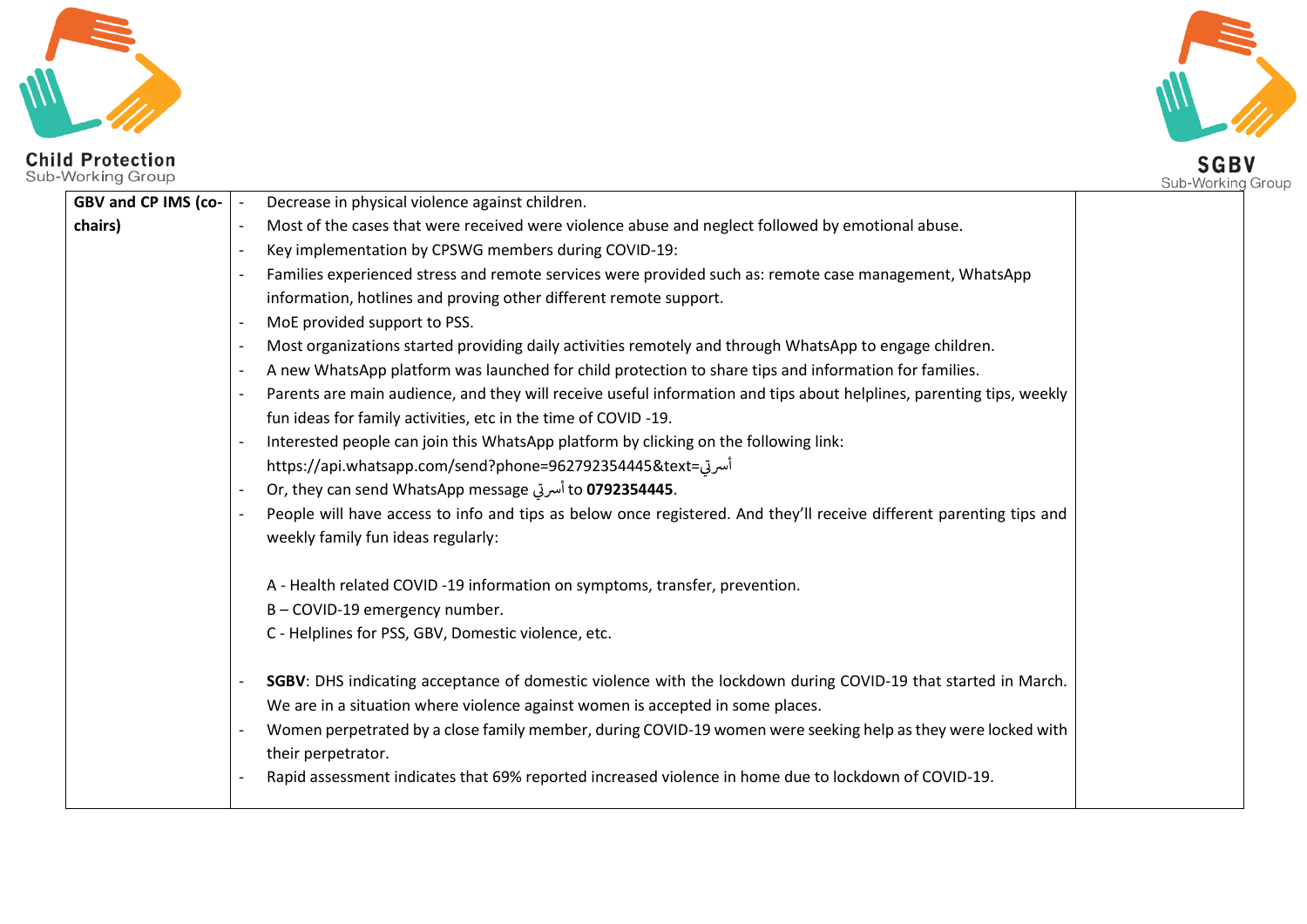| GBV and CP IMS (co-chairs) | - Decrease in physical violence against children.<br>- Most of the cases that were received were violence abuse and neglect followed by emotional abuse.<br>- Key implementation by CPSWG members during COVID-19:<br>- Families experienced stress and remote services were provided such as: remote case management, WhatsApp information, hotlines and proving other different remote support.<br>- MoE provided support to PSS.<br>- Most organizations started providing daily activities remotely and through WhatsApp to engage children.<br>- A new WhatsApp platform was launched for child protection to share tips and information for families.<br>- Parents are main audience, and they will receive useful information and tips about helplines, parenting tips, weekly fun ideas for family activities, etc in the time of COVID -19.<br>- Interested people can join this WhatsApp platform by clicking on the following link: https://api.whatsapp.com/send?phone=962792354445&text=أسرتي<br>- Or, they can send WhatsApp message أسرتي to **0792354445**.<br>- People will have access to info and tips as below once registered. And they'll receive different parenting tips and weekly family fun ideas regularly:<br><br>A - Health related COVID -19 information on symptoms, transfer, prevention.<br>B – COVID-19 emergency number.<br>C - Helplines for PSS, GBV, Domestic violence, etc.<br><br>- **SGBV**: DHS indicating acceptance of domestic violence with the lockdown during COVID-19 that started in March. We are in a situation where violence against women is accepted in some places.<br>- Women perpetrated by a close family member, during COVID-19 women were seeking help as they were locked with their perpetrator.<br>- Rapid assessment indicates that 69% reported increased violence in home due to lockdown of COVID-19. | |
|---|---|---|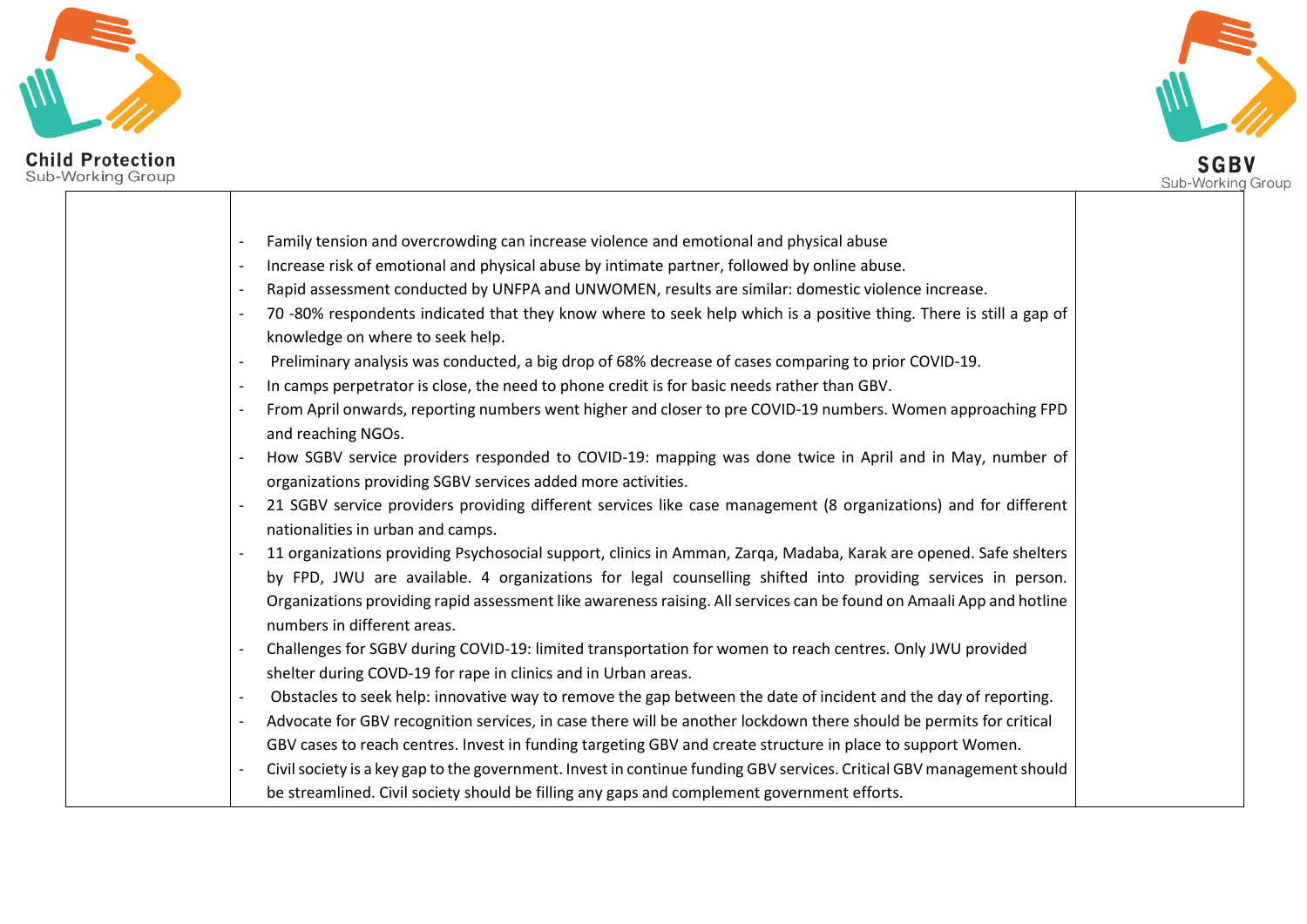| | | |
|---|---|---|
| | - Family tension and overcrowding can increase violence and emotional and physical abuse<br>- Increase risk of emotional and physical abuse by intimate partner, followed by online abuse.<br>- Rapid assessment conducted by UNFPA and UNWOMEN, results are similar: domestic violence increase.<br>- 70 -80% respondents indicated that they know where to seek help which is a positive thing. There is still a gap of knowledge on where to seek help.<br>- Preliminary analysis was conducted, a big drop of 68% decrease of cases comparing to prior COVID-19.<br>- In camps perpetrator is close, the need to phone credit is for basic needs rather than GBV.<br>- From April onwards, reporting numbers went higher and closer to pre COVID-19 numbers. Women approaching FPD and reaching NGOs.<br>- How SGBV service providers responded to COVID-19: mapping was done twice in April and in May, number of organizations providing SGBV services added more activities.<br>- 21 SGBV service providers providing different services like case management (8 organizations) and for different nationalities in urban and camps.<br>- 11 organizations providing Psychosocial support, clinics in Amman, Zarqa, Madaba, Karak are opened. Safe shelters by FPD, JWU are available. 4 organizations for legal counselling shifted into providing services in person. Organizations providing rapid assessment like awareness raising. All services can be found on Amaali App and hotline numbers in different areas.<br>- Challenges for SGBV during COVID-19: limited transportation for women to reach centres. Only JWU provided shelter during COVD-19 for rape in clinics and in Urban areas.<br>- Obstacles to seek help: innovative way to remove the gap between the date of incident and the day of reporting.<br>- Advocate for GBV recognition services, in case there will be another lockdown there should be permits for critical GBV cases to reach centres. Invest in funding targeting GBV and create structure in place to support Women.<br>- Civil society is a key gap to the government. Invest in continue funding GBV services. Critical GBV management should be streamlined. Civil society should be filling any gaps and complement government efforts. | |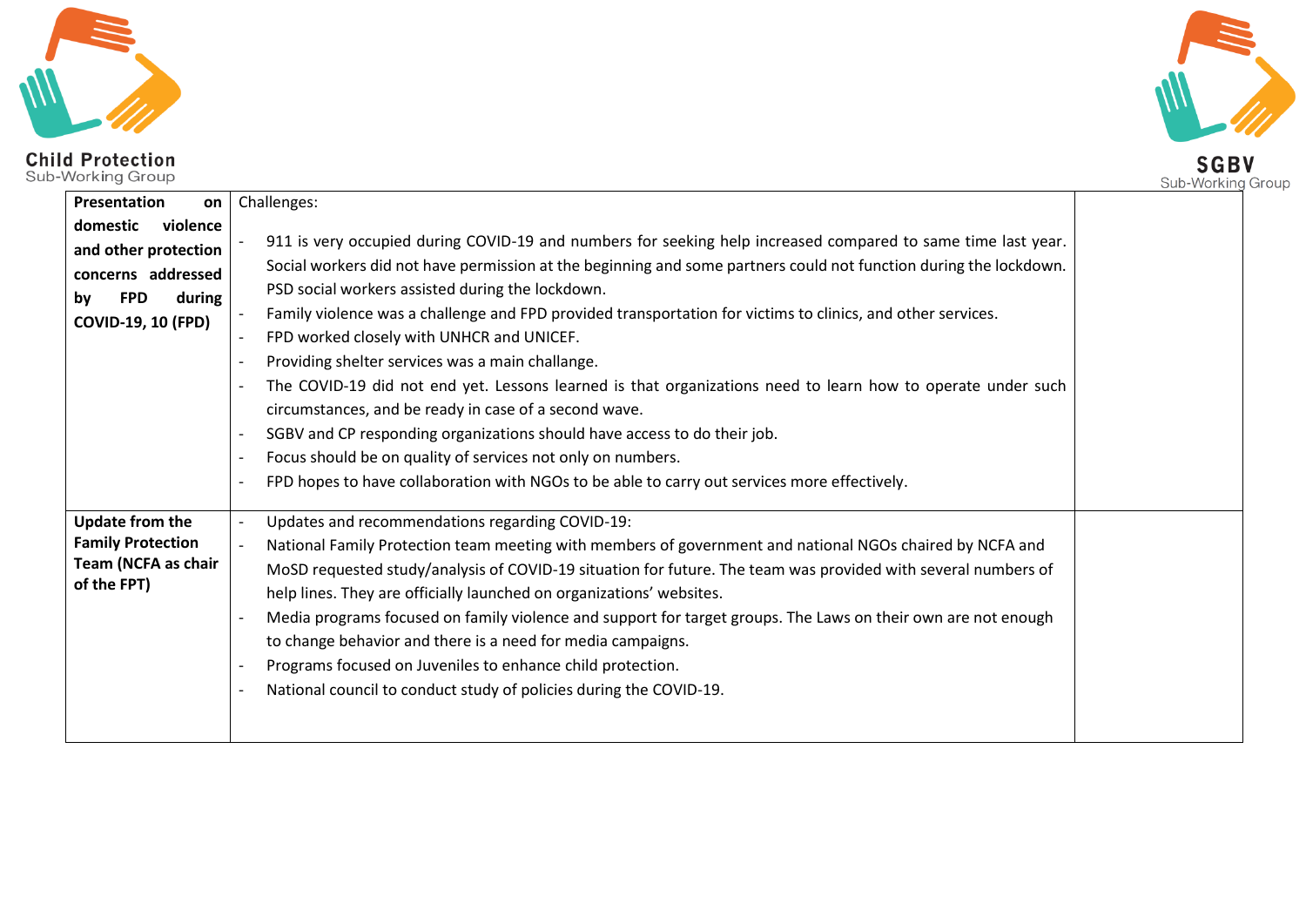| | | |
|---|---|---|
| **Presentation on domestic violence and other protection concerns addressed by FPD during COVID-19, 10 (FPD)** | Challenges:<br>- 911 is very occupied during COVID-19 and numbers for seeking help increased compared to same time last year. Social workers did not have permission at the beginning and some partners could not function during the lockdown. PSD social workers assisted during the lockdown.<br>- Family violence was a challenge and FPD provided transportation for victims to clinics, and other services.<br>- FPD worked closely with UNHCR and UNICEF.<br>- Providing shelter services was a main challange.<br>- The COVID-19 did not end yet. Lessons learned is that organizations need to learn how to operate under such circumstances, and be ready in case of a second wave.<br>- SGBV and CP responding organizations should have access to do their job.<br>- Focus should be on quality of services not only on numbers.<br>- FPD hopes to have collaboration with NGOs to be able to carry out services more effectively. | |
| **Update from the Family Protection Team (NCFA as chair of the FPT)** | - Updates and recommendations regarding COVID-19:<br>- National Family Protection team meeting with members of government and national NGOs chaired by NCFA and MoSD requested study/analysis of COVID-19 situation for future. The team was provided with several numbers of help lines. They are officially launched on organizations' websites.<br>- Media programs focused on family violence and support for target groups. The Laws on their own are not enough to change behavior and there is a need for media campaigns.<br>- Programs focused on Juveniles to enhance child protection.<br>- National council to conduct study of policies during the COVID-19. | |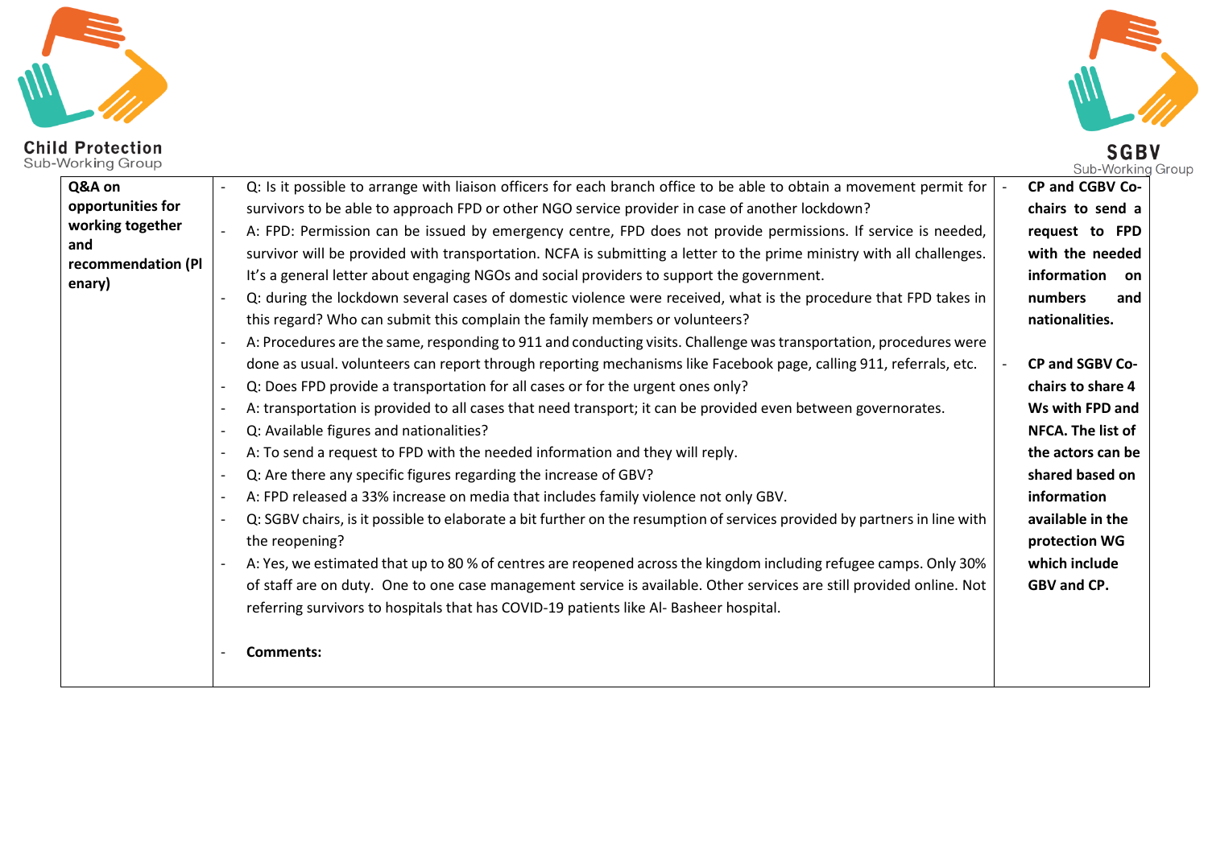| **Q&A on opportunities for working together and recommendation (Plenary)** | - Q: Is it possible to arrange with liaison officers for each branch office to be able to obtain a movement permit for survivors to be able to approach FPD or other NGO service provider in case of another lockdown?<br>- A: FPD: Permission can be issued by emergency centre, FPD does not provide permissions. If service is needed, survivor will be provided with transportation. NCFA is submitting a letter to the prime ministry with all challenges. It's a general letter about engaging NGOs and social providers to support the government.<br>- Q: during the lockdown several cases of domestic violence were received, what is the procedure that FPD takes in this regard? Who can submit this complain the family members or volunteers?<br>- A: Procedures are the same, responding to 911 and conducting visits. Challenge was transportation, procedures were done as usual. volunteers can report through reporting mechanisms like Facebook page, calling 911, referrals, etc.<br>- Q: Does FPD provide a transportation for all cases or for the urgent ones only?<br>- A: transportation is provided to all cases that need transport; it can be provided even between governorates.<br>- Q: Available figures and nationalities?<br>- A: To send a request to FPD with the needed information and they will reply.<br>- Q: Are there any specific figures regarding the increase of GBV?<br>- A: FPD released a 33% increase on media that includes family violence not only GBV.<br>- Q: SGBV chairs, is it possible to elaborate a bit further on the resumption of services provided by partners in line with the reopening?<br>- A: Yes, we estimated that up to 80 % of centres are reopened across the kingdom including refugee camps. Only 30% of staff are on duty. One to one case management service is available. Other services are still provided online. Not referring survivors to hospitals that has COVID-19 patients like Al- Basheer hospital.<br><br>- **Comments:** | - **CP and CGBV Co-chairs to send a request to FPD with the needed information on numbers and nationalities.**<br><br>- **CP and SGBV Co-chairs to share 4 Ws with FPD and NFCA. The list of the actors can be shared based on information available in the protection WG which include GBV and CP.** |
|---|---|---|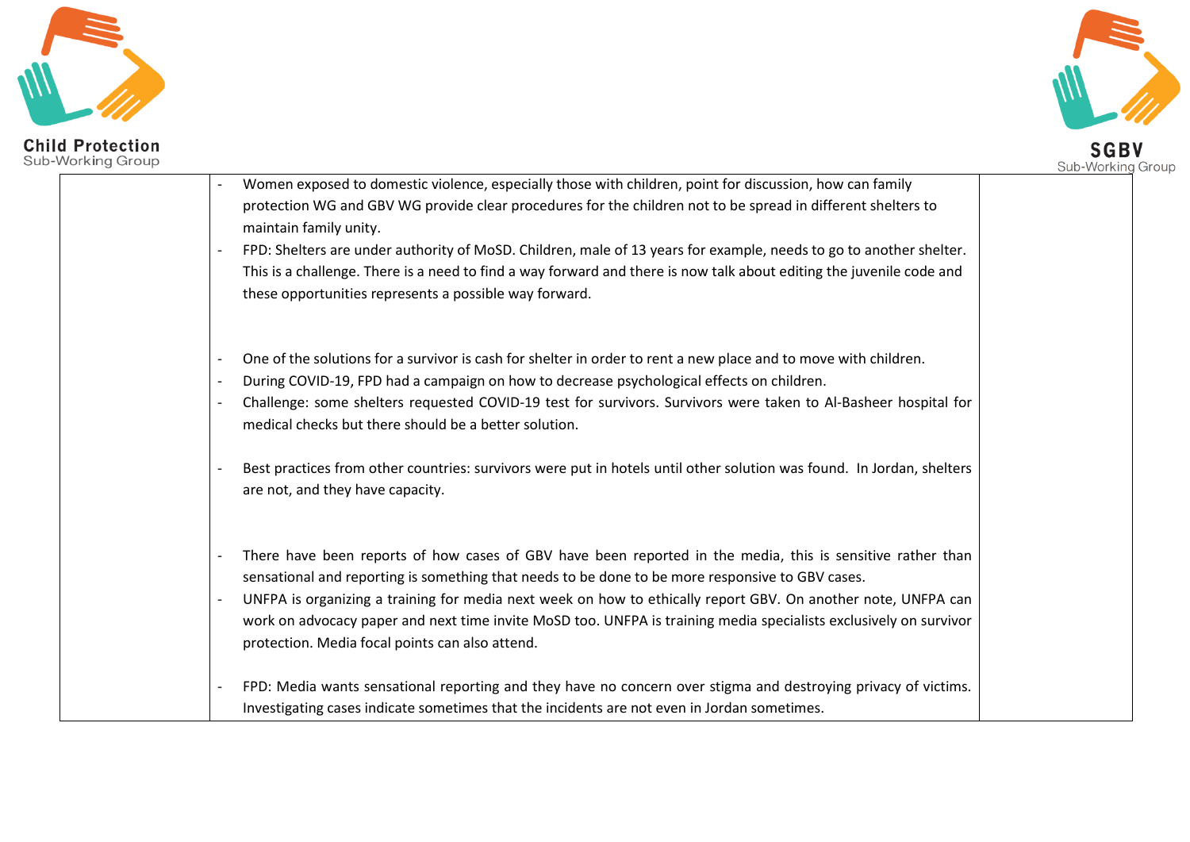| | | |
|---|---|---|
| | - Women exposed to domestic violence, especially those with children, point for discussion, how can family protection WG and GBV WG provide clear procedures for the children not to be spread in different shelters to maintain family unity.<br>- FPD: Shelters are under authority of MoSD. Children, male of 13 years for example, needs to go to another shelter. This is a challenge. There is a need to find a way forward and there is now talk about editing the juvenile code and these opportunities represents a possible way forward.<br><br>- One of the solutions for a survivor is cash for shelter in order to rent a new place and to move with children.<br>- During COVID-19, FPD had a campaign on how to decrease psychological effects on children.<br>- Challenge: some shelters requested COVID-19 test for survivors. Survivors were taken to Al-Basheer hospital for medical checks but there should be a better solution.<br><br>- Best practices from other countries: survivors were put in hotels until other solution was found. In Jordan, shelters are not, and they have capacity.<br><br>- There have been reports of how cases of GBV have been reported in the media, this is sensitive rather than sensational and reporting is something that needs to be done to be more responsive to GBV cases.<br>- UNFPA is organizing a training for media next week on how to ethically report GBV. On another note, UNFPA can work on advocacy paper and next time invite MoSD too. UNFPA is training media specialists exclusively on survivor protection. Media focal points can also attend.<br><br>- FPD: Media wants sensational reporting and they have no concern over stigma and destroying privacy of victims. Investigating cases indicate sometimes that the incidents are not even in Jordan sometimes. | |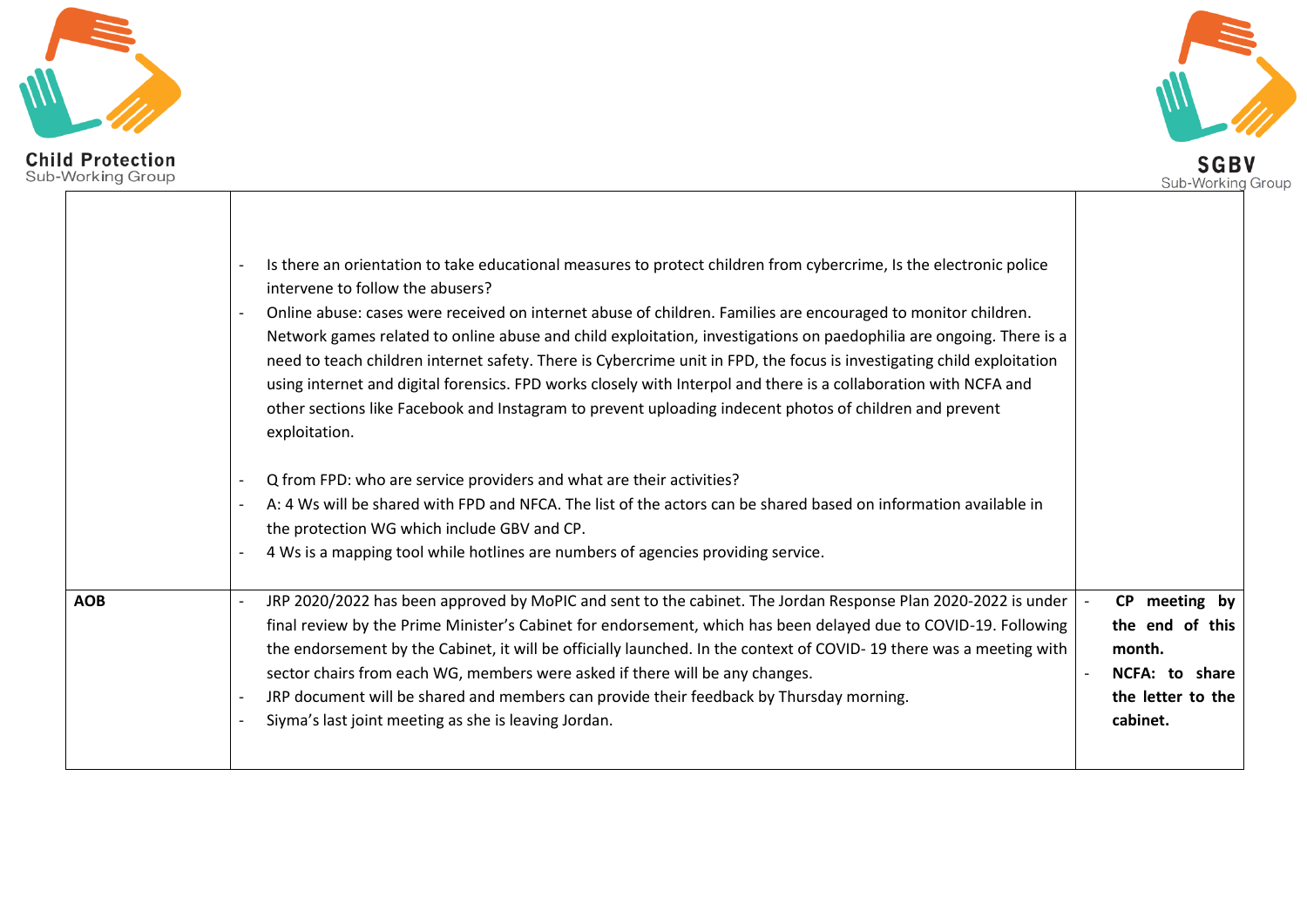| | | |
|---|---|---|
| | - Is there an orientation to take educational measures to protect children from cybercrime, Is the electronic police intervene to follow the abusers?<br>- Online abuse: cases were received on internet abuse of children. Families are encouraged to monitor children. Network games related to online abuse and child exploitation, investigations on paedophilia are ongoing. There is a need to teach children internet safety. There is Cybercrime unit in FPD, the focus is investigating child exploitation using internet and digital forensics. FPD works closely with Interpol and there is a collaboration with NCFA and other sections like Facebook and Instagram to prevent uploading indecent photos of children and prevent exploitation.<br><br>- Q from FPD: who are service providers and what are their activities?<br>- A: 4 Ws will be shared with FPD and NFCA. The list of the actors can be shared based on information available in the protection WG which include GBV and CP.<br>- 4 Ws is a mapping tool while hotlines are numbers of agencies providing service. | |
| **AOB** | - JRP 2020/2022 has been approved by MoPIC and sent to the cabinet. The Jordan Response Plan 2020-2022 is under final review by the Prime Minister's Cabinet for endorsement, which has been delayed due to COVID-19. Following the endorsement by the Cabinet, it will be officially launched. In the context of COVID- 19 there was a meeting with sector chairs from each WG, members were asked if there will be any changes.<br>- JRP document will be shared and members can provide their feedback by Thursday morning.<br>- Siyma's last joint meeting as she is leaving Jordan. | - **CP meeting by the end of this month.**<br>- **NCFA: to share the letter to the cabinet.** |